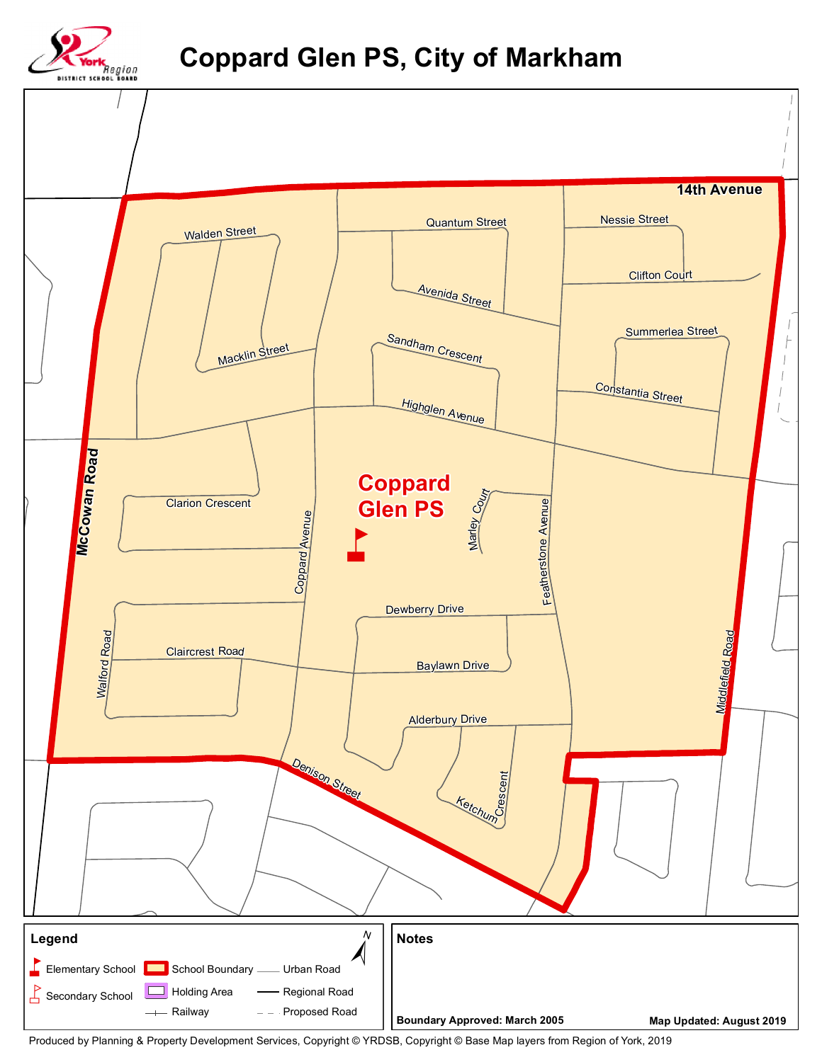# Coppard Glen PS, City of Markham

York Region District School Board

14th Avenue

Quantum Street

Nessie Street

Walden Street

Clifton Court

Avenida Street

Summerlea Street

Sandham Crescent

Macklin Street

Constantia Street

Highglen Avenue

McCowan Road

Clarion Crescent

Coppard Glen PS

Marley Court

Coppard Avenue

Featherstone Avenue

Dewberry Drive

Middlefield Road

Walford Road

Claircrest Road

Baylawn Drive

Alderbury Drive

Denison Street

Ketchum Crescent

## Legend

- Elementary School
- Secondary School
- School Boundary
- Holding Area
- Railway
- Urban Road
- Regional Road
- Proposed Road

N

## Notes

**Boundary Approved: March 2005**

**Map Updated: August 2019**

Produced by Planning & Property Development Services, Copyright © YRDSB, Copyright © Base Map layers from Region of York, 2019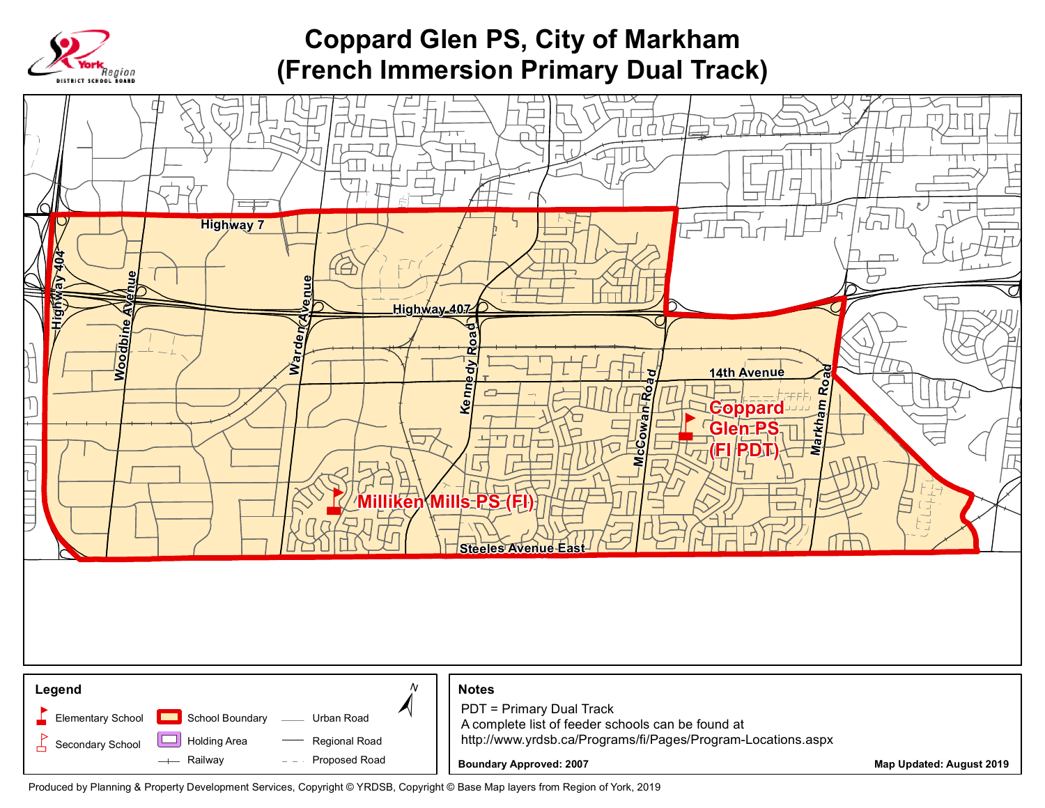# Coppard Glen PS, City of Markham
# (French Immersion Primary Dual Track)

Highway 7
Highway 404
Woodbine Avenue
Warden Avenue
Highway 407
Kennedy Road
McCowan Road
14th Avenue
Markham Road
Coppard Glen PS (FI PDT)
Milliken Mills PS (FI)
Steeles Avenue East

**Legend**

- Elementary School
- Secondary School
- School Boundary
- Holding Area
- Railway
- Urban Road
- Regional Road
- Proposed Road

N

**Notes**

PDT = Primary Dual Track
A complete list of feeder schools can be found at
http://www.yrdsb.ca/Programs/fi/Pages/Program-Locations.aspx

**Boundary Approved: 2007**

**Map Updated: August 2019**

Produced by Planning & Property Development Services, Copyright © YRDSB, Copyright © Base Map layers from Region of York, 2019